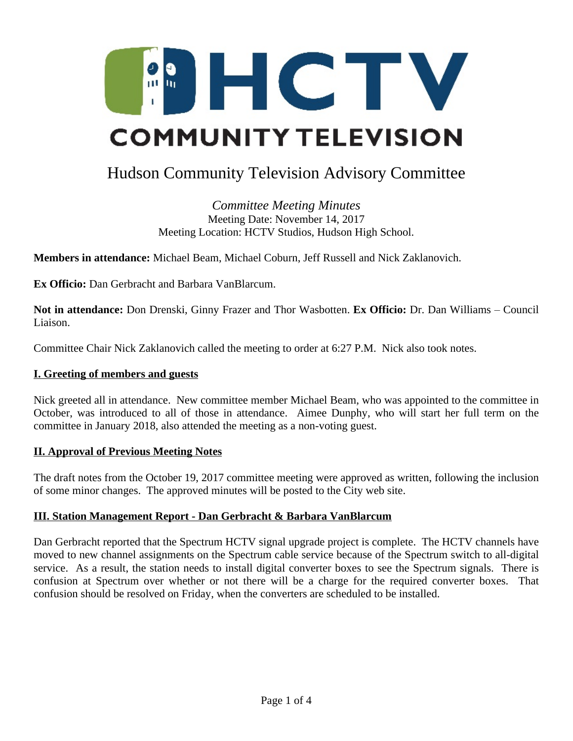# HCTV COMMUNITY TELEVISION

## Hudson Community Television Advisory Committee

*Committee Meeting Minutes*
Meeting Date: November 14, 2017
Meeting Location: HCTV Studios, Hudson High School.

**Members in attendance:** Michael Beam, Michael Coburn, Jeff Russell and Nick Zaklanovich.

**Ex Officio:** Dan Gerbracht and Barbara VanBlarcum.

**Not in attendance:** Don Drenski, Ginny Frazer and Thor Wasbotten. **Ex Officio:** Dr. Dan Williams – Council Liaison.

Committee Chair Nick Zaklanovich called the meeting to order at 6:27 P.M. Nick also took notes.

### I. Greeting of members and guests

Nick greeted all in attendance. New committee member Michael Beam, who was appointed to the committee in October, was introduced to all of those in attendance. Aimee Dunphy, who will start her full term on the committee in January 2018, also attended the meeting as a non-voting guest.

### II. Approval of Previous Meeting Notes

The draft notes from the October 19, 2017 committee meeting were approved as written, following the inclusion of some minor changes. The approved minutes will be posted to the City web site.

### III. Station Management Report - Dan Gerbracht & Barbara VanBlarcum

Dan Gerbracht reported that the Spectrum HCTV signal upgrade project is complete. The HCTV channels have moved to new channel assignments on the Spectrum cable service because of the Spectrum switch to all-digital service. As a result, the station needs to install digital converter boxes to see the Spectrum signals. There is confusion at Spectrum over whether or not there will be a charge for the required converter boxes. That confusion should be resolved on Friday, when the converters are scheduled to be installed.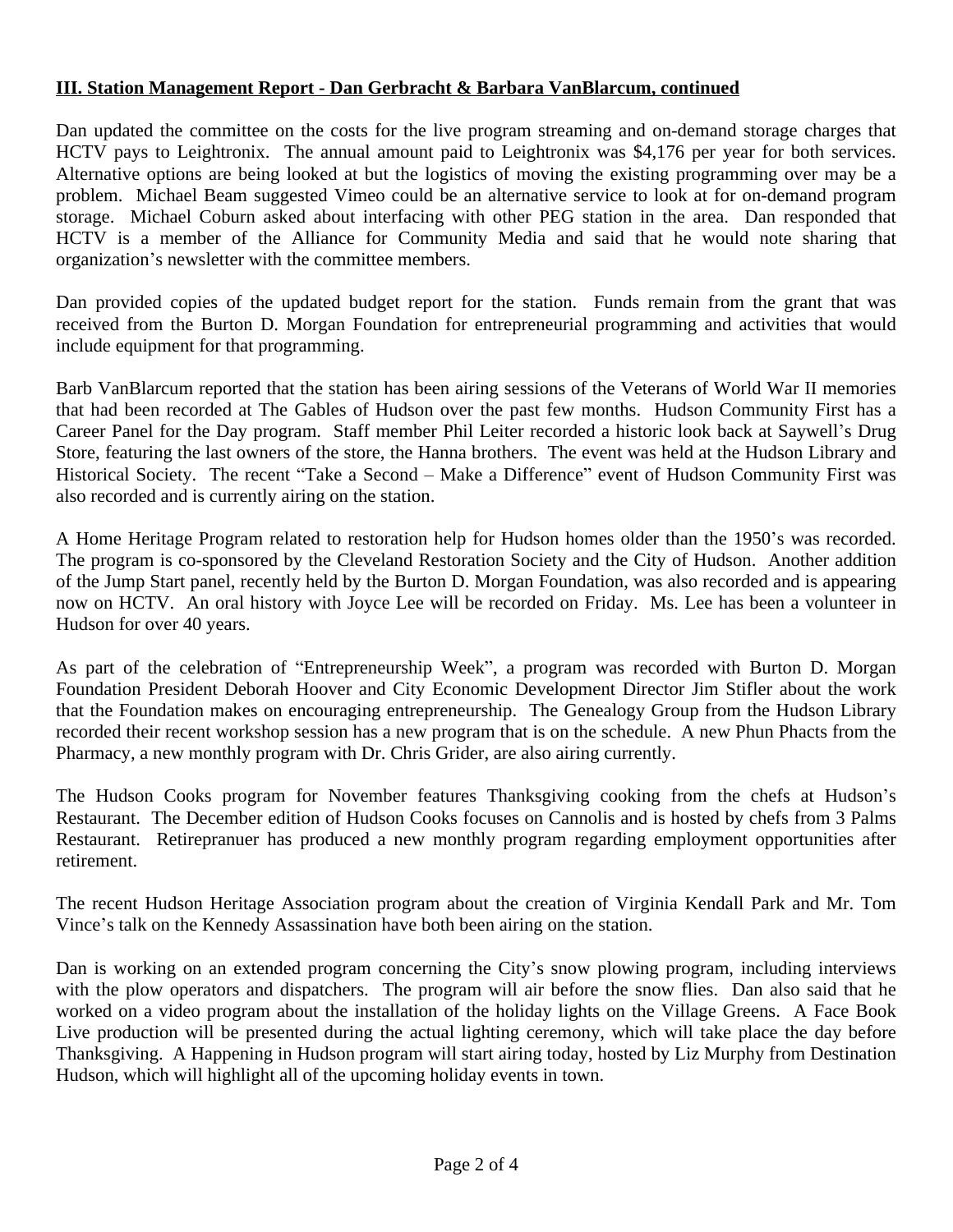**III. Station Management Report - Dan Gerbracht & Barbara VanBlarcum, continued**

Dan updated the committee on the costs for the live program streaming and on-demand storage charges that HCTV pays to Leightronix. The annual amount paid to Leightronix was $4,176 per year for both services. Alternative options are being looked at but the logistics of moving the existing programming over may be a problem. Michael Beam suggested Vimeo could be an alternative service to look at for on-demand program storage. Michael Coburn asked about interfacing with other PEG station in the area. Dan responded that HCTV is a member of the Alliance for Community Media and said that he would note sharing that organization's newsletter with the committee members.

Dan provided copies of the updated budget report for the station. Funds remain from the grant that was received from the Burton D. Morgan Foundation for entrepreneurial programming and activities that would include equipment for that programming.

Barb VanBlarcum reported that the station has been airing sessions of the Veterans of World War II memories that had been recorded at The Gables of Hudson over the past few months. Hudson Community First has a Career Panel for the Day program. Staff member Phil Leiter recorded a historic look back at Saywell's Drug Store, featuring the last owners of the store, the Hanna brothers. The event was held at the Hudson Library and Historical Society. The recent "Take a Second – Make a Difference" event of Hudson Community First was also recorded and is currently airing on the station.

A Home Heritage Program related to restoration help for Hudson homes older than the 1950's was recorded. The program is co-sponsored by the Cleveland Restoration Society and the City of Hudson. Another addition of the Jump Start panel, recently held by the Burton D. Morgan Foundation, was also recorded and is appearing now on HCTV. An oral history with Joyce Lee will be recorded on Friday. Ms. Lee has been a volunteer in Hudson for over 40 years.

As part of the celebration of "Entrepreneurship Week", a program was recorded with Burton D. Morgan Foundation President Deborah Hoover and City Economic Development Director Jim Stifler about the work that the Foundation makes on encouraging entrepreneurship. The Genealogy Group from the Hudson Library recorded their recent workshop session has a new program that is on the schedule. A new Phun Phacts from the Pharmacy, a new monthly program with Dr. Chris Grider, are also airing currently.

The Hudson Cooks program for November features Thanksgiving cooking from the chefs at Hudson's Restaurant. The December edition of Hudson Cooks focuses on Cannolis and is hosted by chefs from 3 Palms Restaurant. Retirepranuer has produced a new monthly program regarding employment opportunities after retirement.

The recent Hudson Heritage Association program about the creation of Virginia Kendall Park and Mr. Tom Vince's talk on the Kennedy Assassination have both been airing on the station.

Dan is working on an extended program concerning the City's snow plowing program, including interviews with the plow operators and dispatchers. The program will air before the snow flies. Dan also said that he worked on a video program about the installation of the holiday lights on the Village Greens. A Face Book Live production will be presented during the actual lighting ceremony, which will take place the day before Thanksgiving. A Happening in Hudson program will start airing today, hosted by Liz Murphy from Destination Hudson, which will highlight all of the upcoming holiday events in town.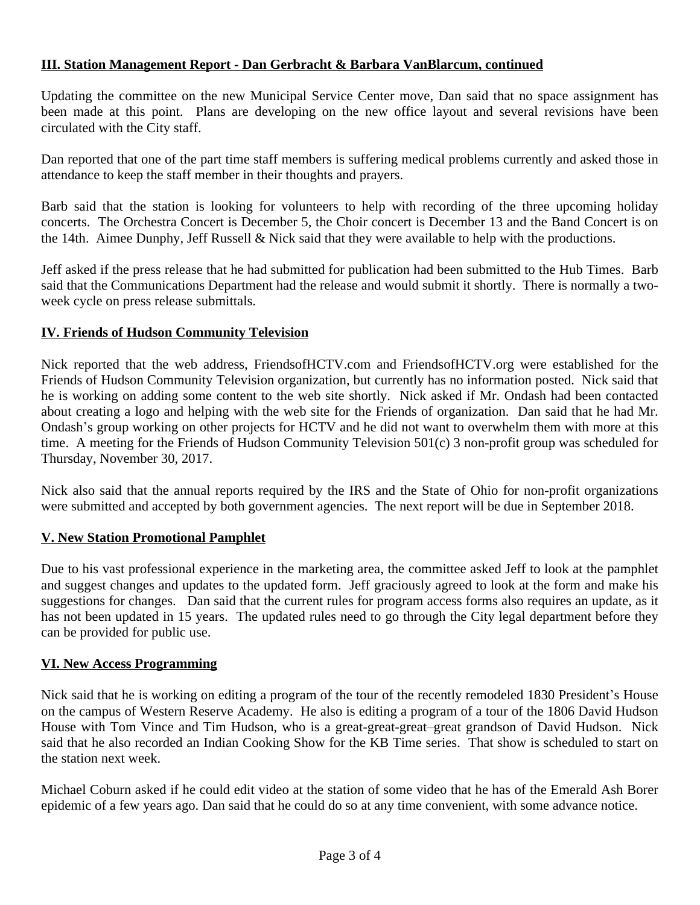## III. Station Management Report - Dan Gerbracht & Barbara VanBlarcum, continued

Updating the committee on the new Municipal Service Center move, Dan said that no space assignment has been made at this point. Plans are developing on the new office layout and several revisions have been circulated with the City staff.

Dan reported that one of the part time staff members is suffering medical problems currently and asked those in attendance to keep the staff member in their thoughts and prayers.

Barb said that the station is looking for volunteers to help with recording of the three upcoming holiday concerts. The Orchestra Concert is December 5, the Choir concert is December 13 and the Band Concert is on the 14th. Aimee Dunphy, Jeff Russell & Nick said that they were available to help with the productions.

Jeff asked if the press release that he had submitted for publication had been submitted to the Hub Times. Barb said that the Communications Department had the release and would submit it shortly. There is normally a two-week cycle on press release submittals.

## IV. Friends of Hudson Community Television

Nick reported that the web address, FriendsofHCTV.com and FriendsofHCTV.org were established for the Friends of Hudson Community Television organization, but currently has no information posted. Nick said that he is working on adding some content to the web site shortly. Nick asked if Mr. Ondash had been contacted about creating a logo and helping with the web site for the Friends of organization. Dan said that he had Mr. Ondash's group working on other projects for HCTV and he did not want to overwhelm them with more at this time. A meeting for the Friends of Hudson Community Television 501(c) 3 non-profit group was scheduled for Thursday, November 30, 2017.

Nick also said that the annual reports required by the IRS and the State of Ohio for non-profit organizations were submitted and accepted by both government agencies. The next report will be due in September 2018.

## V. New Station Promotional Pamphlet

Due to his vast professional experience in the marketing area, the committee asked Jeff to look at the pamphlet and suggest changes and updates to the updated form. Jeff graciously agreed to look at the form and make his suggestions for changes. Dan said that the current rules for program access forms also requires an update, as it has not been updated in 15 years. The updated rules need to go through the City legal department before they can be provided for public use.

## VI. New Access Programming

Nick said that he is working on editing a program of the tour of the recently remodeled 1830 President's House on the campus of Western Reserve Academy. He also is editing a program of a tour of the 1806 David Hudson House with Tom Vince and Tim Hudson, who is a great-great-great–great grandson of David Hudson. Nick said that he also recorded an Indian Cooking Show for the KB Time series. That show is scheduled to start on the station next week.

Michael Coburn asked if he could edit video at the station of some video that he has of the Emerald Ash Borer epidemic of a few years ago. Dan said that he could do so at any time convenient, with some advance notice.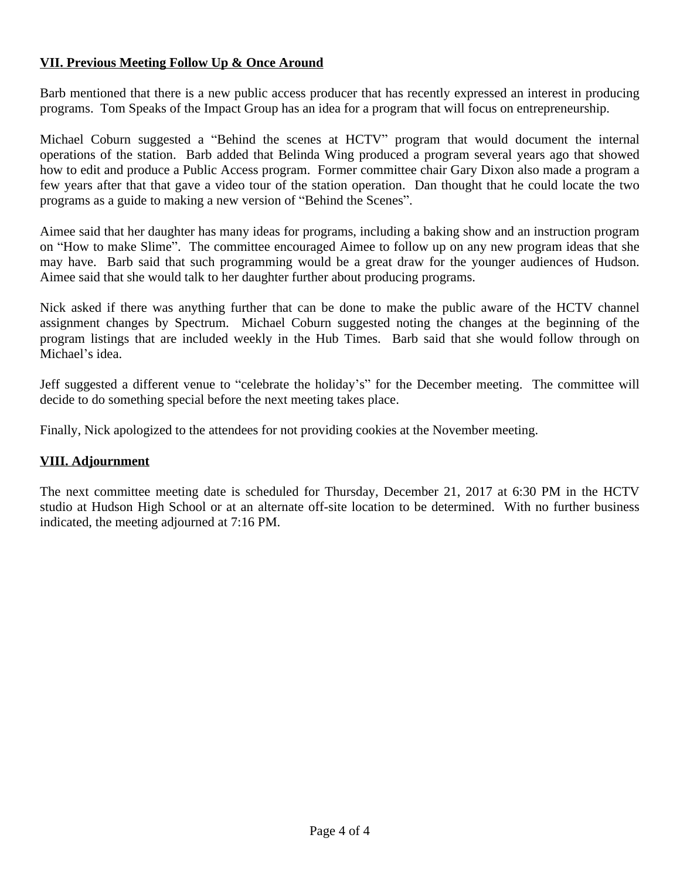## VII. Previous Meeting Follow Up & Once Around

Barb mentioned that there is a new public access producer that has recently expressed an interest in producing programs. Tom Speaks of the Impact Group has an idea for a program that will focus on entrepreneurship.

Michael Coburn suggested a "Behind the scenes at HCTV" program that would document the internal operations of the station. Barb added that Belinda Wing produced a program several years ago that showed how to edit and produce a Public Access program. Former committee chair Gary Dixon also made a program a few years after that that gave a video tour of the station operation. Dan thought that he could locate the two programs as a guide to making a new version of "Behind the Scenes".

Aimee said that her daughter has many ideas for programs, including a baking show and an instruction program on "How to make Slime". The committee encouraged Aimee to follow up on any new program ideas that she may have. Barb said that such programming would be a great draw for the younger audiences of Hudson. Aimee said that she would talk to her daughter further about producing programs.

Nick asked if there was anything further that can be done to make the public aware of the HCTV channel assignment changes by Spectrum. Michael Coburn suggested noting the changes at the beginning of the program listings that are included weekly in the Hub Times. Barb said that she would follow through on Michael's idea.

Jeff suggested a different venue to "celebrate the holiday's" for the December meeting. The committee will decide to do something special before the next meeting takes place.

Finally, Nick apologized to the attendees for not providing cookies at the November meeting.

## VIII. Adjournment

The next committee meeting date is scheduled for Thursday, December 21, 2017 at 6:30 PM in the HCTV studio at Hudson High School or at an alternate off-site location to be determined. With no further business indicated, the meeting adjourned at 7:16 PM.